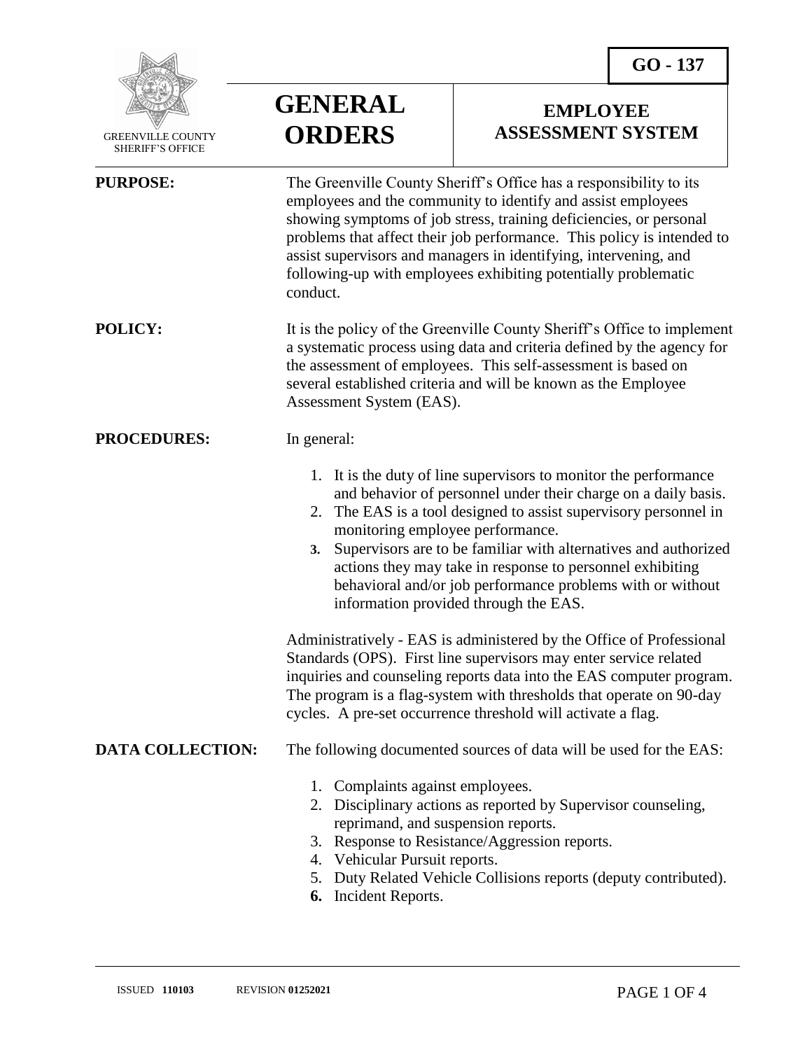GO - 137

GREENVILLE COUNTY SHERIFF'S OFFICE

# GENERAL ORDERS

## EMPLOYEE ASSESSMENT SYSTEM

**PURPOSE:** The Greenville County Sheriff's Office has a responsibility to its employees and the community to identify and assist employees showing symptoms of job stress, training deficiencies, or personal problems that affect their job performance. This policy is intended to assist supervisors and managers in identifying, intervening, and following-up with employees exhibiting potentially problematic conduct.

**POLICY:** It is the policy of the Greenville County Sheriff's Office to implement a systematic process using data and criteria defined by the agency for the assessment of employees. This self-assessment is based on several established criteria and will be known as the Employee Assessment System (EAS).

**PROCEDURES:** In general:

1. It is the duty of line supervisors to monitor the performance and behavior of personnel under their charge on a daily basis.
2. The EAS is a tool designed to assist supervisory personnel in monitoring employee performance.
3. Supervisors are to be familiar with alternatives and authorized actions they may take in response to personnel exhibiting behavioral and/or job performance problems with or without information provided through the EAS.

Administratively - EAS is administered by the Office of Professional Standards (OPS). First line supervisors may enter service related inquiries and counseling reports data into the EAS computer program. The program is a flag-system with thresholds that operate on 90-day cycles. A pre-set occurrence threshold will activate a flag.

**DATA COLLECTION:** The following documented sources of data will be used for the EAS:

1. Complaints against employees.
2. Disciplinary actions as reported by Supervisor counseling, reprimand, and suspension reports.
3. Response to Resistance/Aggression reports.
4. Vehicular Pursuit reports.
5. Duty Related Vehicle Collisions reports (deputy contributed).
6. Incident Reports.

ISSUED 110103 REVISION 01252021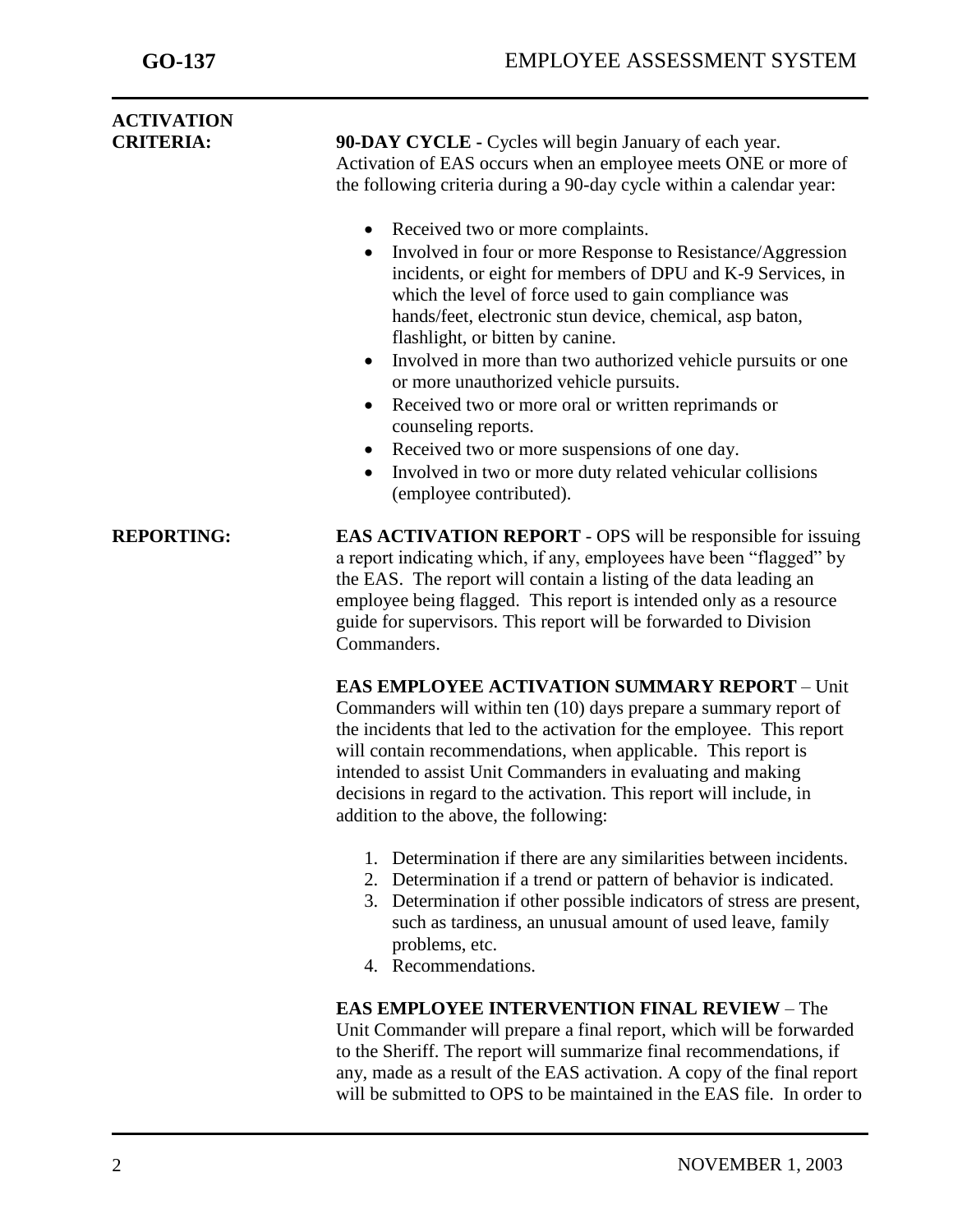**ACTIVATION CRITERIA:**

**90-DAY CYCLE -** Cycles will begin January of each year. Activation of EAS occurs when an employee meets ONE or more of the following criteria during a 90-day cycle within a calendar year:

- Received two or more complaints.
- Involved in four or more Response to Resistance/Aggression incidents, or eight for members of DPU and K-9 Services, in which the level of force used to gain compliance was hands/feet, electronic stun device, chemical, asp baton, flashlight, or bitten by canine.
- Involved in more than two authorized vehicle pursuits or one or more unauthorized vehicle pursuits.
- Received two or more oral or written reprimands or counseling reports.
- Received two or more suspensions of one day.
- Involved in two or more duty related vehicular collisions (employee contributed).

**REPORTING:**

**EAS ACTIVATION REPORT** - OPS will be responsible for issuing a report indicating which, if any, employees have been "flagged" by the EAS. The report will contain a listing of the data leading an employee being flagged. This report is intended only as a resource guide for supervisors. This report will be forwarded to Division Commanders.

**EAS EMPLOYEE ACTIVATION SUMMARY REPORT** – Unit Commanders will within ten (10) days prepare a summary report of the incidents that led to the activation for the employee. This report will contain recommendations, when applicable. This report is intended to assist Unit Commanders in evaluating and making decisions in regard to the activation. This report will include, in addition to the above, the following:

1. Determination if there are any similarities between incidents.
2. Determination if a trend or pattern of behavior is indicated.
3. Determination if other possible indicators of stress are present, such as tardiness, an unusual amount of used leave, family problems, etc.
4. Recommendations.

**EAS EMPLOYEE INTERVENTION FINAL REVIEW** – The Unit Commander will prepare a final report, which will be forwarded to the Sheriff. The report will summarize final recommendations, if any, made as a result of the EAS activation. A copy of the final report will be submitted to OPS to be maintained in the EAS file. In order to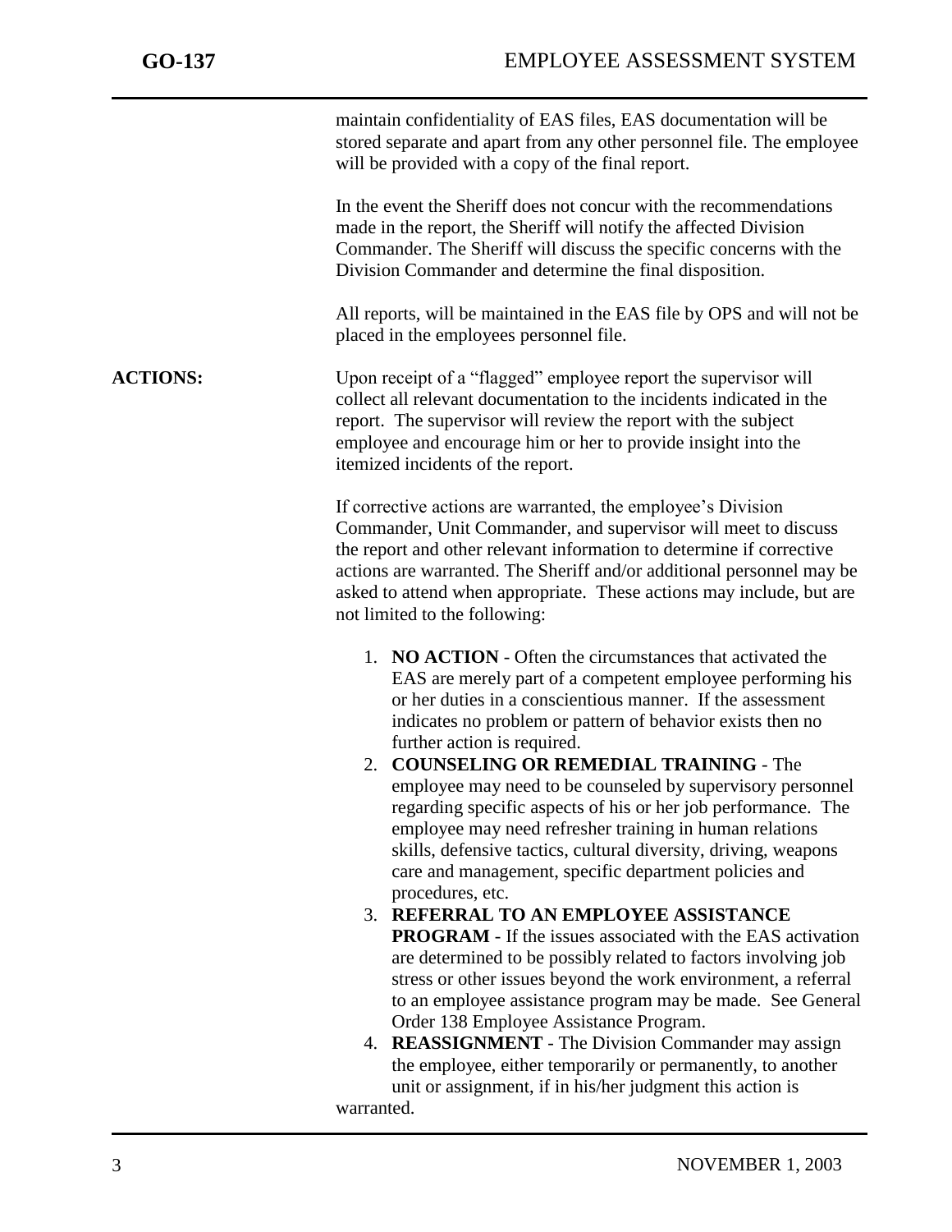maintain confidentiality of EAS files, EAS documentation will be stored separate and apart from any other personnel file. The employee will be provided with a copy of the final report.

In the event the Sheriff does not concur with the recommendations made in the report, the Sheriff will notify the affected Division Commander. The Sheriff will discuss the specific concerns with the Division Commander and determine the final disposition.

All reports, will be maintained in the EAS file by OPS and will not be placed in the employees personnel file.

**ACTIONS:**

Upon receipt of a "flagged" employee report the supervisor will collect all relevant documentation to the incidents indicated in the report. The supervisor will review the report with the subject employee and encourage him or her to provide insight into the itemized incidents of the report.

If corrective actions are warranted, the employee's Division Commander, Unit Commander, and supervisor will meet to discuss the report and other relevant information to determine if corrective actions are warranted. The Sheriff and/or additional personnel may be asked to attend when appropriate. These actions may include, but are not limited to the following:

1. **NO ACTION** - Often the circumstances that activated the EAS are merely part of a competent employee performing his or her duties in a conscientious manner. If the assessment indicates no problem or pattern of behavior exists then no further action is required.
2. **COUNSELING OR REMEDIAL TRAINING** - The employee may need to be counseled by supervisory personnel regarding specific aspects of his or her job performance. The employee may need refresher training in human relations skills, defensive tactics, cultural diversity, driving, weapons care and management, specific department policies and procedures, etc.
3. **REFERRAL TO AN EMPLOYEE ASSISTANCE PROGRAM** - If the issues associated with the EAS activation are determined to be possibly related to factors involving job stress or other issues beyond the work environment, a referral to an employee assistance program may be made. See General Order 138 Employee Assistance Program.
4. **REASSIGNMENT** - The Division Commander may assign the employee, either temporarily or permanently, to another unit or assignment, if in his/her judgment this action is warranted.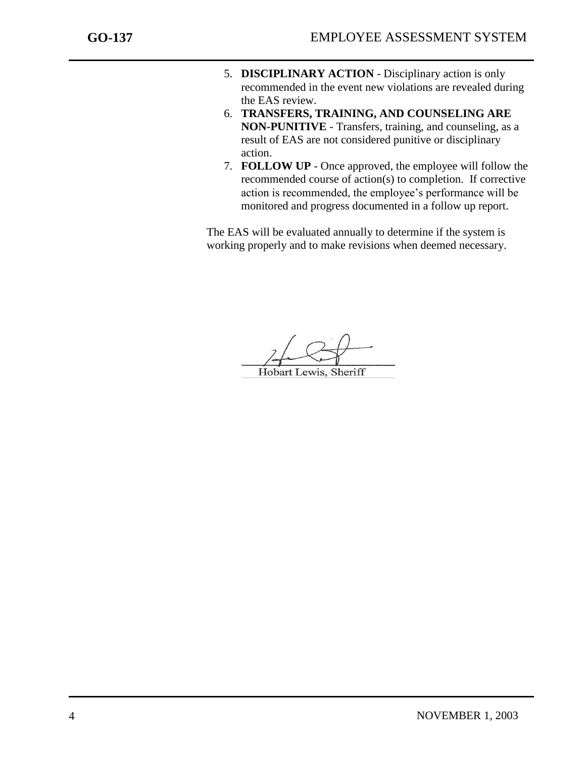5. **DISCIPLINARY ACTION** - Disciplinary action is only recommended in the event new violations are revealed during the EAS review.
6. **TRANSFERS, TRAINING, AND COUNSELING ARE NON-PUNITIVE** - Transfers, training, and counseling, as a result of EAS are not considered punitive or disciplinary action.
7. **FOLLOW UP** - Once approved, the employee will follow the recommended course of action(s) to completion. If corrective action is recommended, the employee's performance will be monitored and progress documented in a follow up report.

The EAS will be evaluated annually to determine if the system is working properly and to make revisions when deemed necessary.

Hobart Lewis, Sheriff